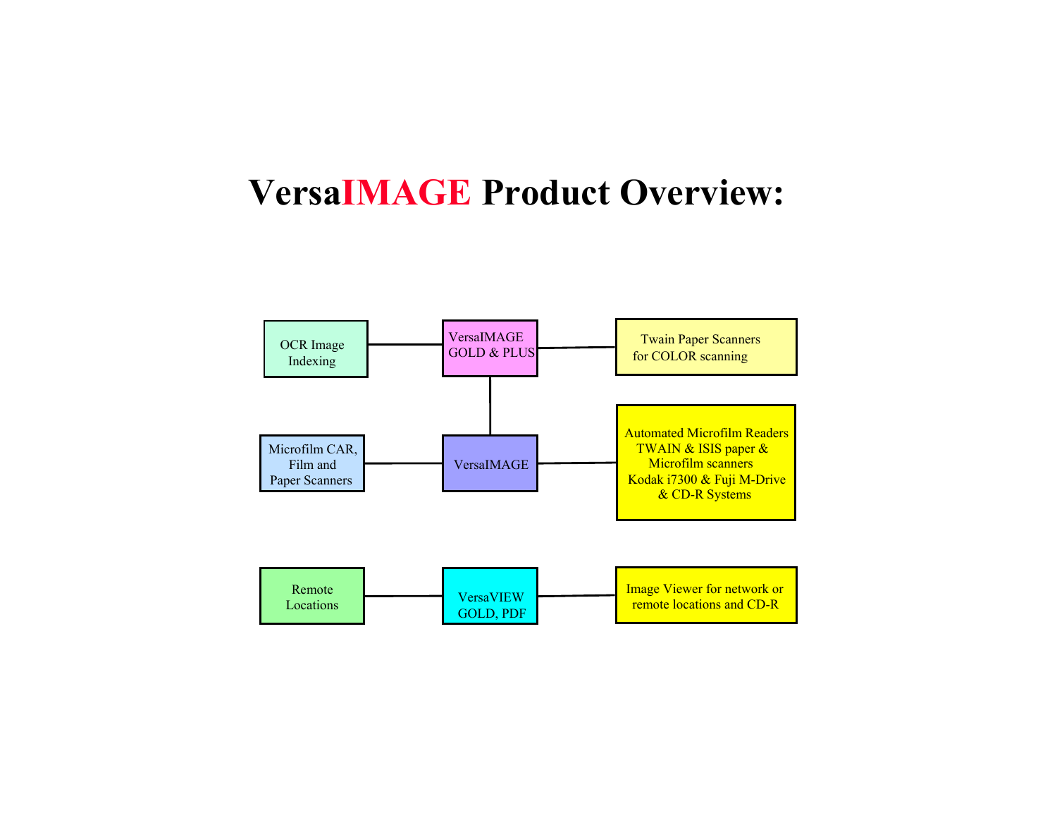# VersaIMAGE Product Overview:

OCR Image Indexing

VersaIMAGE GOLD & PLUS

Twain Paper Scanners for COLOR scanning

Microfilm CAR, Film and Paper Scanners

VersaIMAGE

Automated Microfilm Readers TWAIN & ISIS paper & Microfilm scanners Kodak i7300 & Fuji M-Drive & CD-R Systems

Remote Locations

VersaVIEW GOLD, PDF

Image Viewer for network or remote locations and CD-R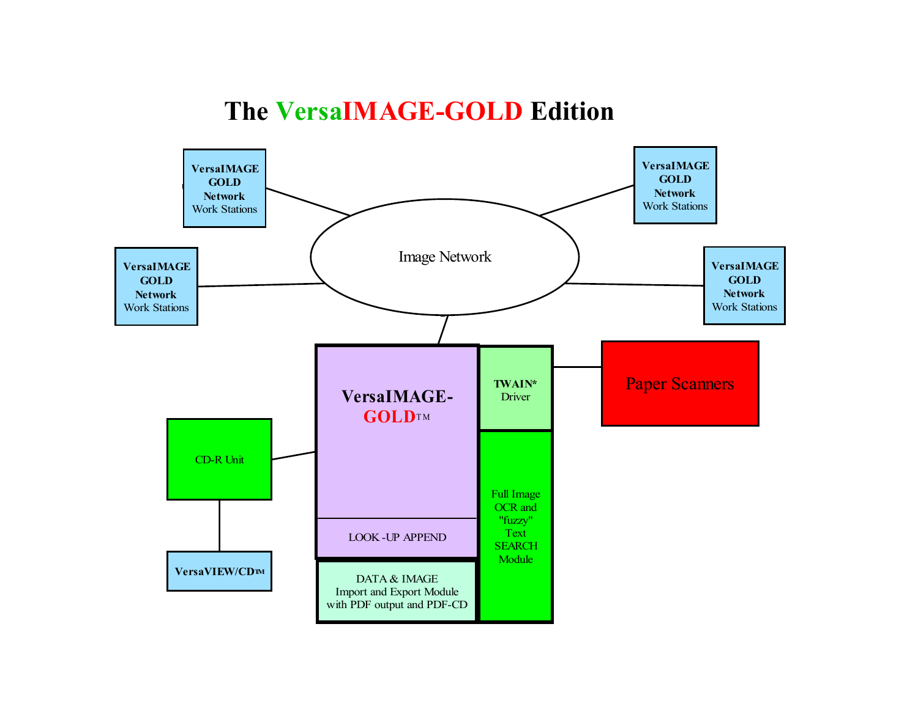# The VersaIMAGE-GOLD Edition

**VersaIMAGE GOLD Network** Work Stations

**VersaIMAGE GOLD Network** Work Stations

Image Network

**VersaIMAGE GOLD Network** Work Stations

**VersaIMAGE GOLD Network** Work Stations

**VersaIMAGE-GOLD**™

LOOK -UP APPEND

**TWAIN*** Driver

Paper Scanners

CD-R Unit

**VersaVIEW/CD**™

Full Image OCR and "fuzzy" Text SEARCH Module

DATA & IMAGE Import and Export Module with PDF output and PDF-CD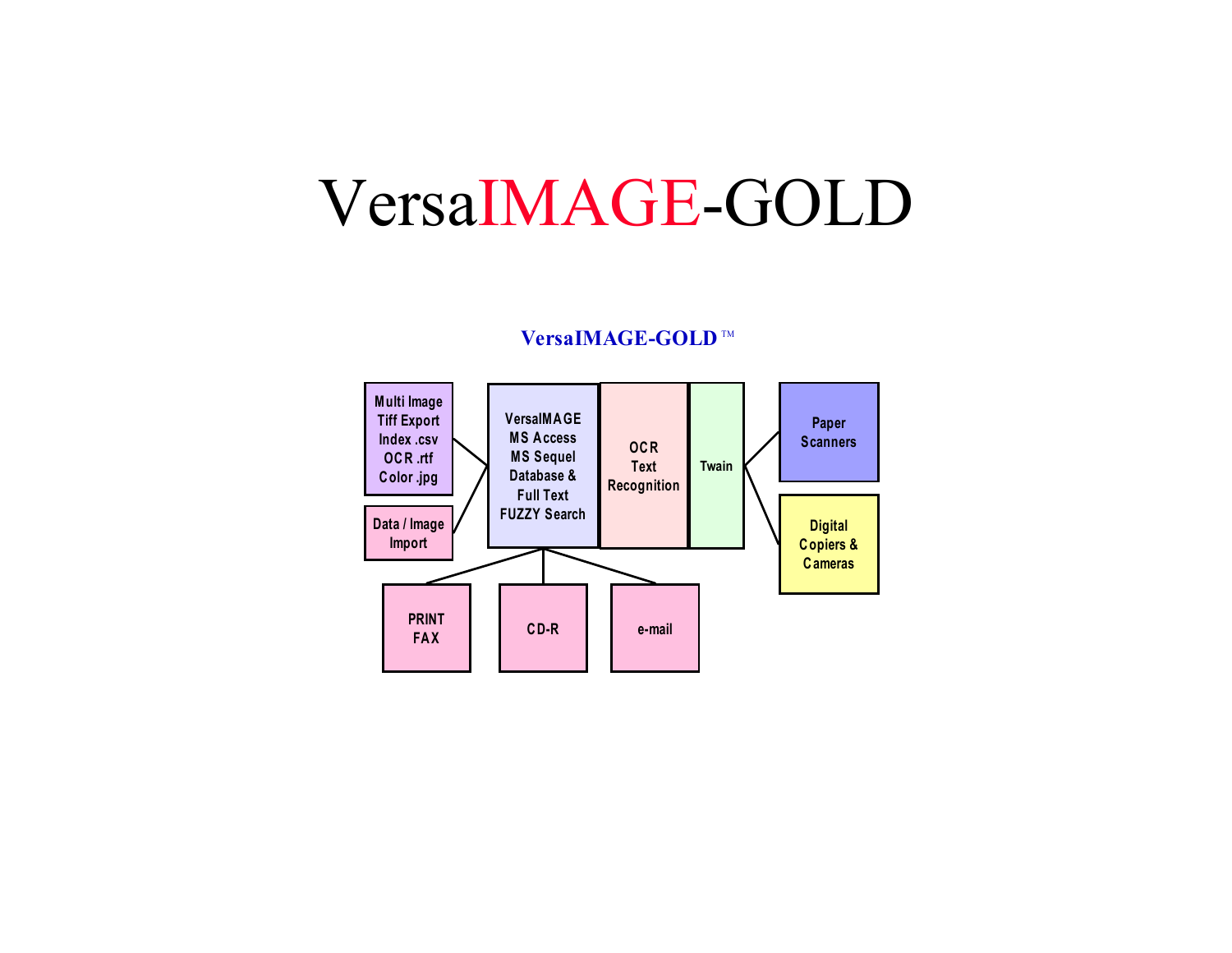# VersaIMAGE-GOLD

**VersaIMAGE-GOLD ™**

Multi Image
Tiff Export
Index .csv
OCR .rtf
Color .jpg

Data / Image
Import

VersaIMAGE
MS Access
MS Sequel
Database &
Full Text
FUZZY Search

OCR
Text
Recognition

Twain

Paper
Scanners

Digital
Copiers &
Cameras

PRINT
FAX

CD-R

e-mail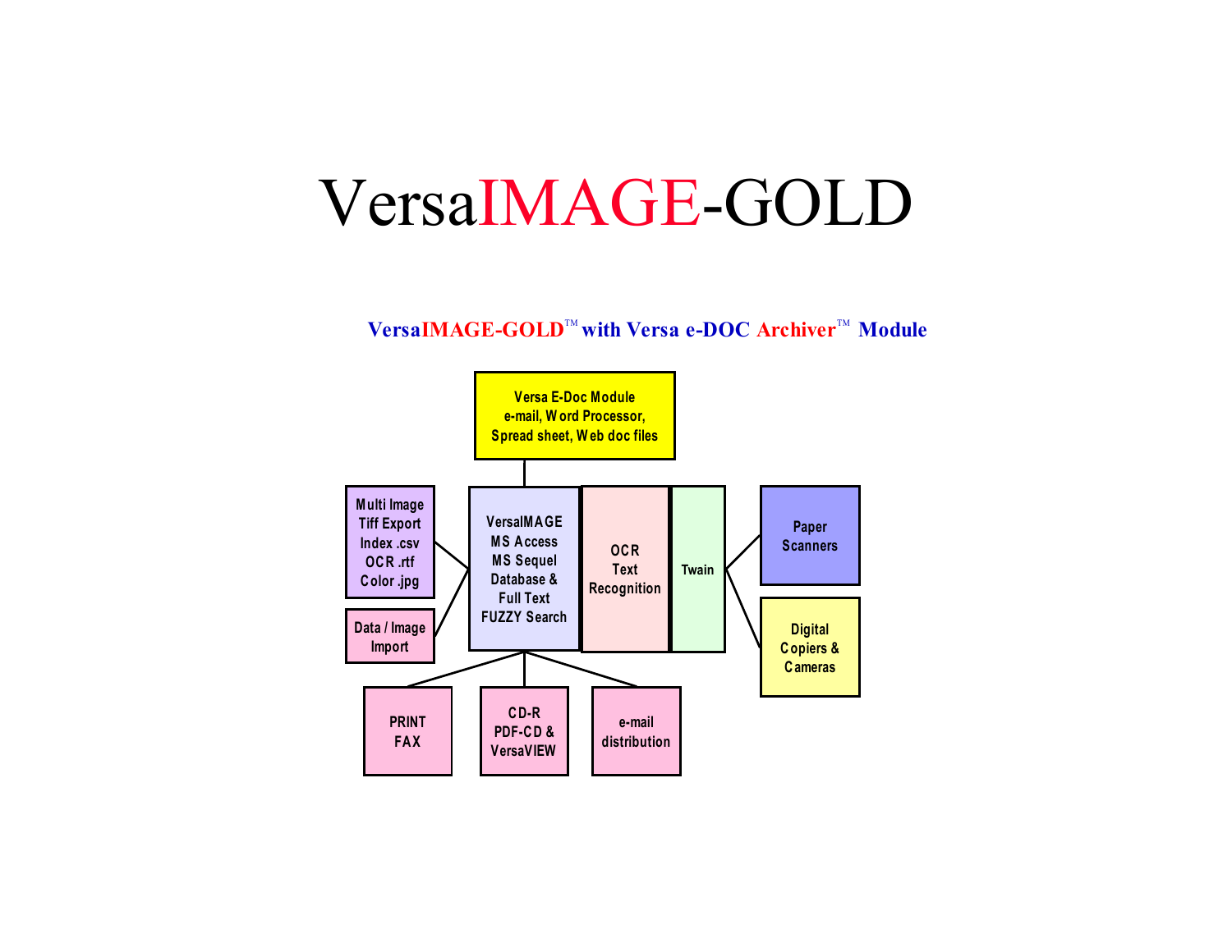# VersaIMAGE-GOLD

**VersaIMAGE-GOLD™ with Versa e-DOC Archiver™ Module**

Versa E-Doc Module
e-mail, Word Processor,
Spread sheet, Web doc files

Multi Image
Tiff Export
Index .csv
OCR .rtf
Color .jpg

Data / Image
Import

VersaIMAGE
MS Access
MS Sequel
Database &
Full Text
FUZZY Search

OCR
Text
Recognition

Twain

Paper
Scanners

Digital
Copiers &
Cameras

PRINT
FAX

CD-R
PDF-CD &
VersaVIEW

e-mail
distribution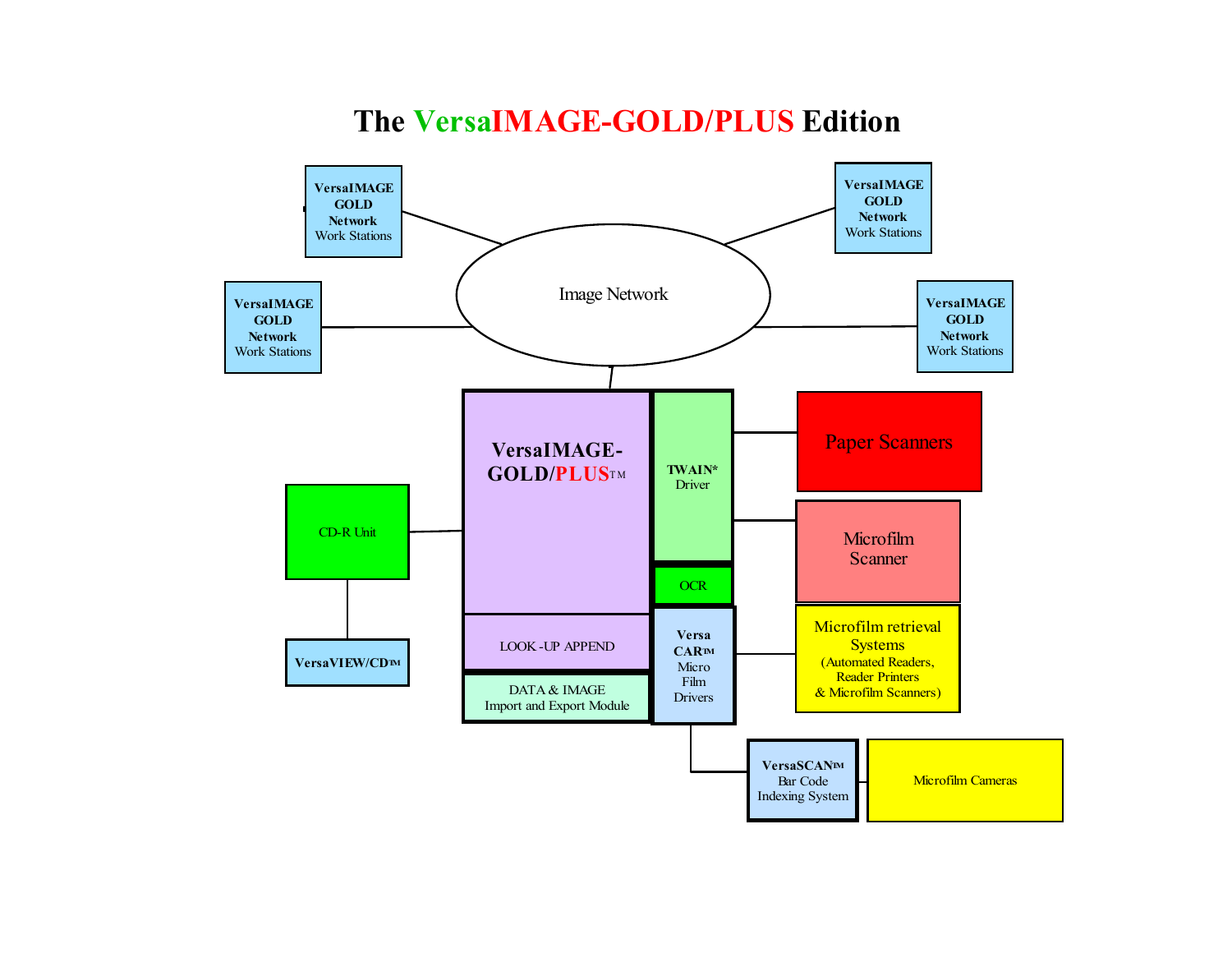# The VersaIMAGE-GOLD/PLUS Edition

VersaIMAGE GOLD Network Work Stations

VersaIMAGE GOLD Network Work Stations

VersaIMAGE GOLD Network Work Stations

VersaIMAGE GOLD Network Work Stations

Image Network

**VersaIMAGE-GOLD/PLUS**™

**TWAIN*** Driver

Paper Scanners

Microfilm Scanner

CD-R Unit

OCR

LOOK-UP APPEND

DATA & IMAGE Import and Export Module

**Versa CAR**™ Micro Film Drivers

Microfilm retrieval Systems (Automated Readers, Reader Printers & Microfilm Scanners)

**VersaVIEW/CD**™

**VersaSCAN**™ Bar Code Indexing System

Microfilm Cameras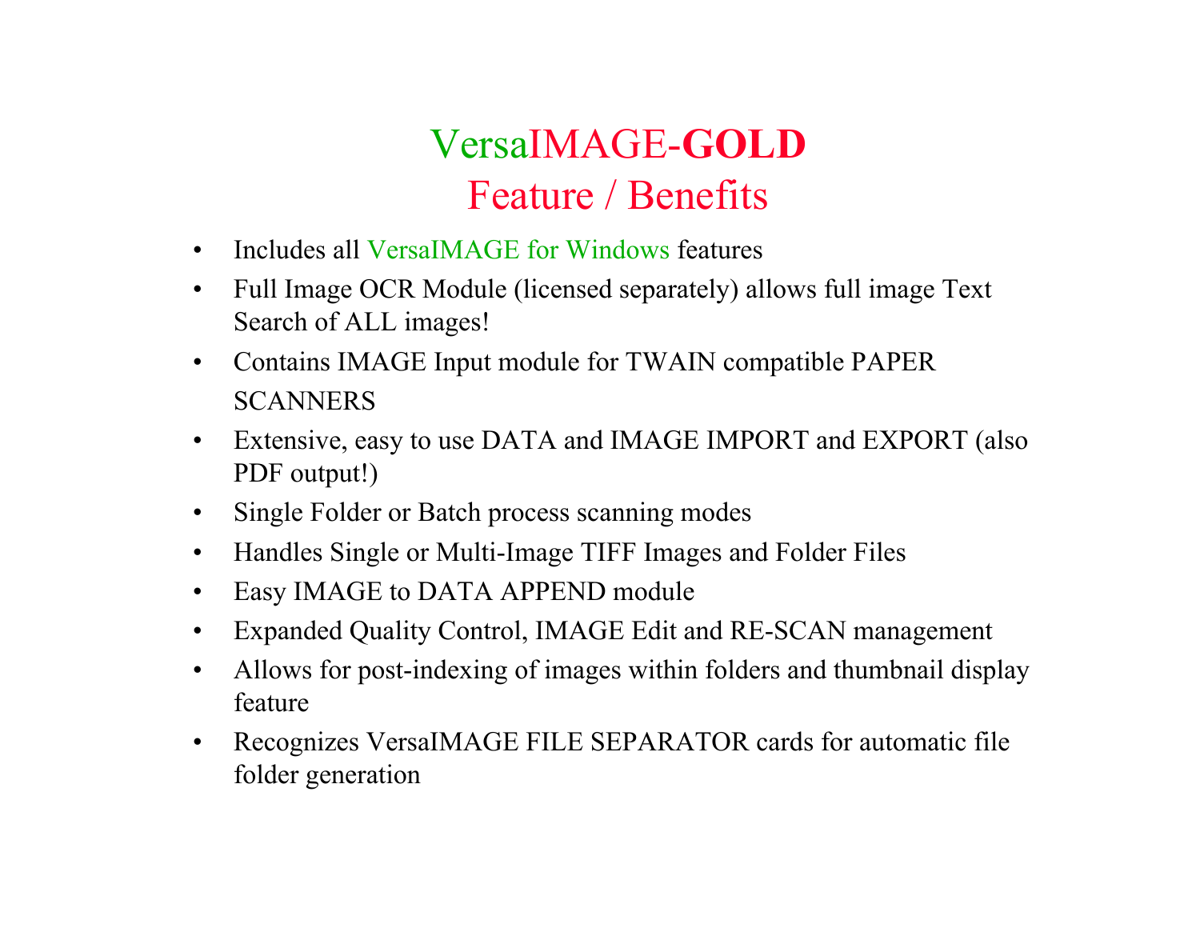# VersaIMAGE-**GOLD**
## Feature / Benefits

- Includes all VersaIMAGE for Windows features
- Full Image OCR Module (licensed separately) allows full image Text Search of ALL images!
- Contains IMAGE Input module for TWAIN compatible PAPER SCANNERS
- Extensive, easy to use DATA and IMAGE IMPORT and EXPORT (also PDF output!)
- Single Folder or Batch process scanning modes
- Handles Single or Multi-Image TIFF Images and Folder Files
- Easy IMAGE to DATA APPEND module
- Expanded Quality Control, IMAGE Edit and RE-SCAN management
- Allows for post-indexing of images within folders and thumbnail display feature
- Recognizes VersaIMAGE FILE SEPARATOR cards for automatic file folder generation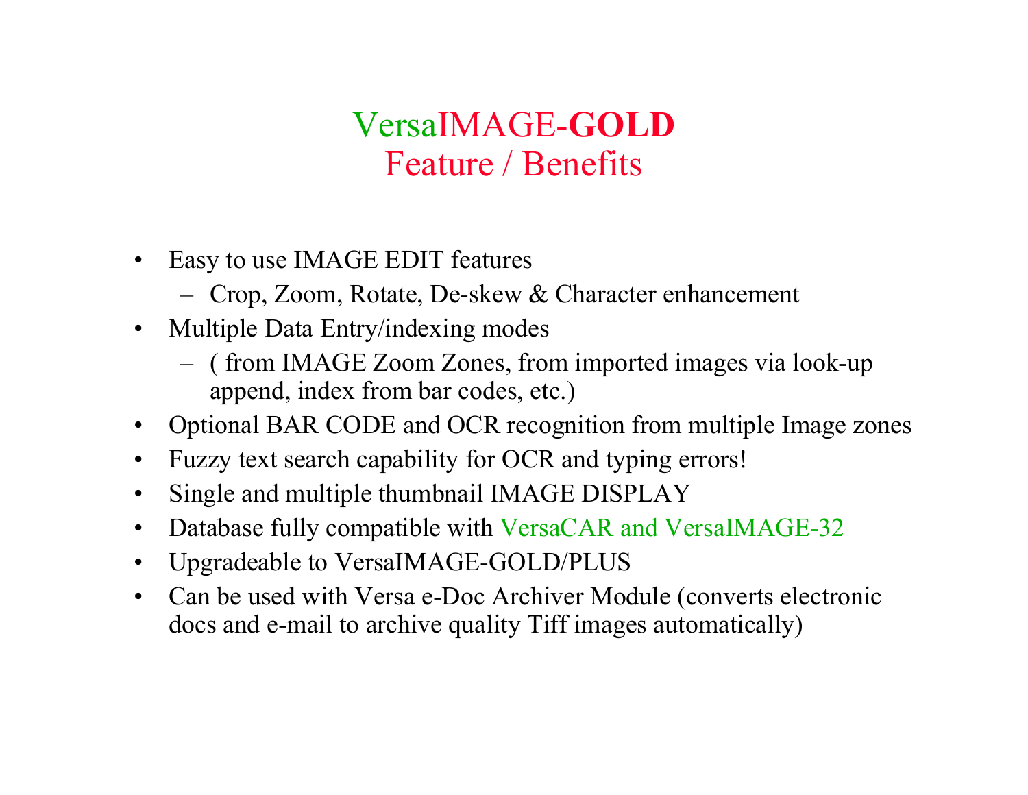# VersaIMAGE-**GOLD**
## Feature / Benefits

- Easy to use IMAGE EDIT features
  - Crop, Zoom, Rotate, De-skew & Character enhancement
- Multiple Data Entry/indexing modes
  - ( from IMAGE Zoom Zones, from imported images via look-up append, index from bar codes, etc.)
- Optional BAR CODE and OCR recognition from multiple Image zones
- Fuzzy text search capability for OCR and typing errors!
- Single and multiple thumbnail IMAGE DISPLAY
- Database fully compatible with VersaCAR and VersaIMAGE-32
- Upgradeable to VersaIMAGE-GOLD/PLUS
- Can be used with Versa e-Doc Archiver Module (converts electronic docs and e-mail to archive quality Tiff images automatically)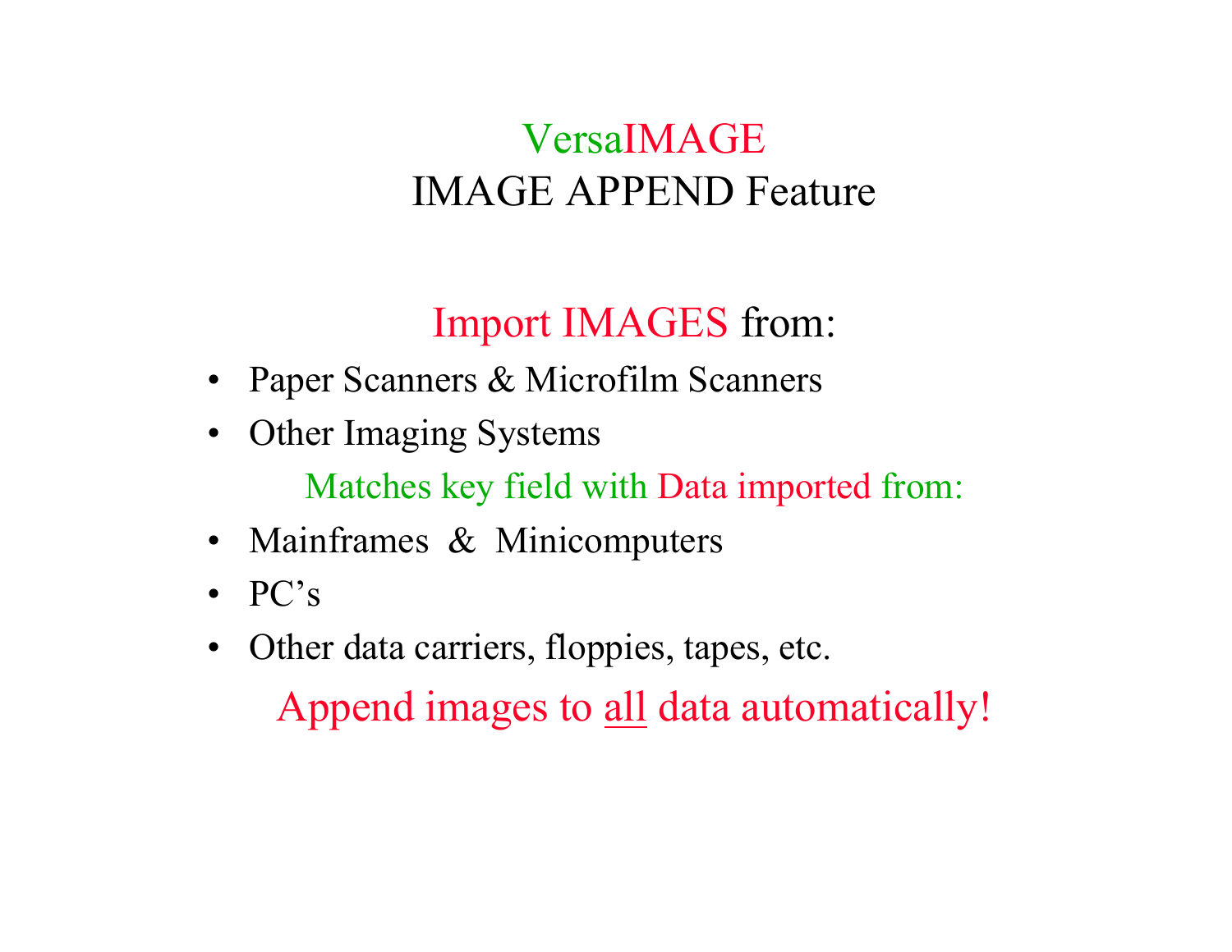# VersaIMAGE
## IMAGE APPEND Feature

### Import IMAGES from:

- Paper Scanners & Microfilm Scanners
- Other Imaging Systems

Matches key field with Data imported from:

- Mainframes & Minicomputers
- PC's
- Other data carriers, floppies, tapes, etc.

**Append images to <u>all</u> data automatically!**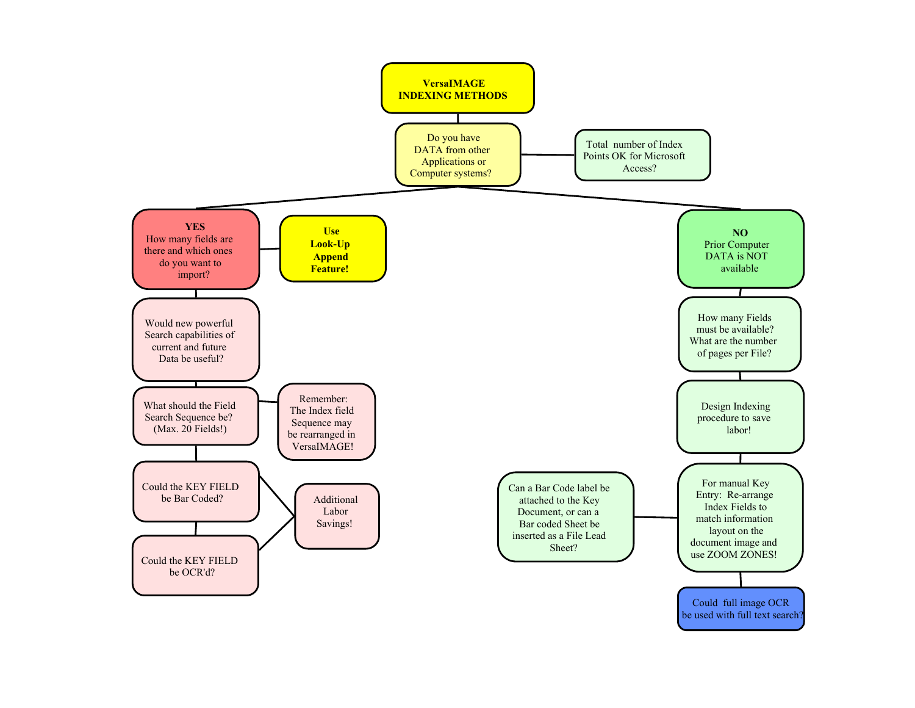# VersaIMAGE INDEXING METHODS

Do you have DATA from other Applications or Computer systems?

Total number of Index Points OK for Microsoft Access?

**YES**
How many fields are there and which ones do you want to import?

**Use Look-Up Append Feature!**

Would new powerful Search capabilities of current and future Data be useful?

What should the Field Search Sequence be? (Max. 20 Fields!)

Remember: The Index field Sequence may be rearranged in VersaIMAGE!

Could the KEY FIELD be Bar Coded?

Could the KEY FIELD be OCR'd?

Additional Labor Savings!

**NO**
Prior Computer DATA is NOT available

How many Fields must be available? What are the number of pages per File?

Design Indexing procedure to save labor!

For manual Key Entry: Re-arrange Index Fields to match information layout on the document image and use ZOOM ZONES!

Can a Bar Code label be attached to the Key Document, or can a Bar coded Sheet be inserted as a File Lead Sheet?

Could full image OCR be used with full text search?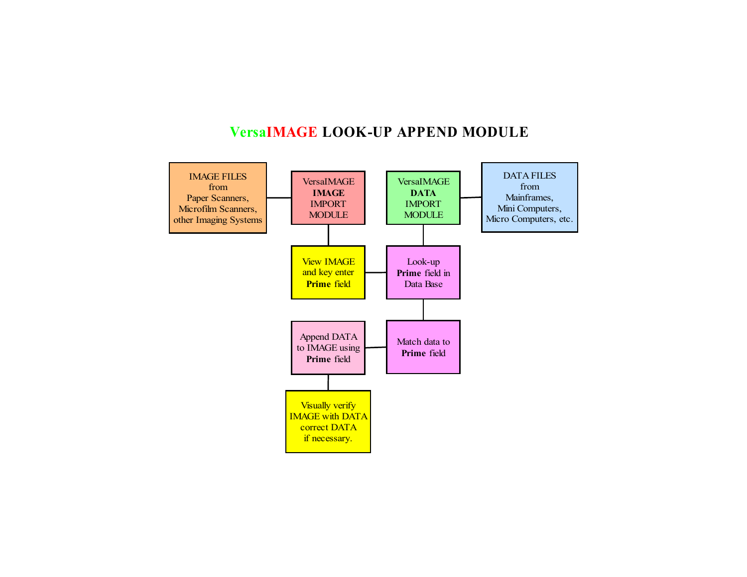# VersaIMAGE LOOK-UP APPEND MODULE

IMAGE FILES
from
Paper Scanners,
Microfilm Scanners,
other Imaging Systems

VersaIMAGE
**IMAGE**
IMPORT
MODULE

VersaIMAGE
**DATA**
IMPORT
MODULE

DATA FILES
from
Mainframes,
Mini Computers,
Micro Computers, etc.

View IMAGE
and key enter
**Prime** field

Look-up
**Prime** field in
Data Base

Append DATA
to IMAGE using
**Prime** field

Match data to
**Prime** field

Visually verify
IMAGE with DATA
correct DATA
if necessary.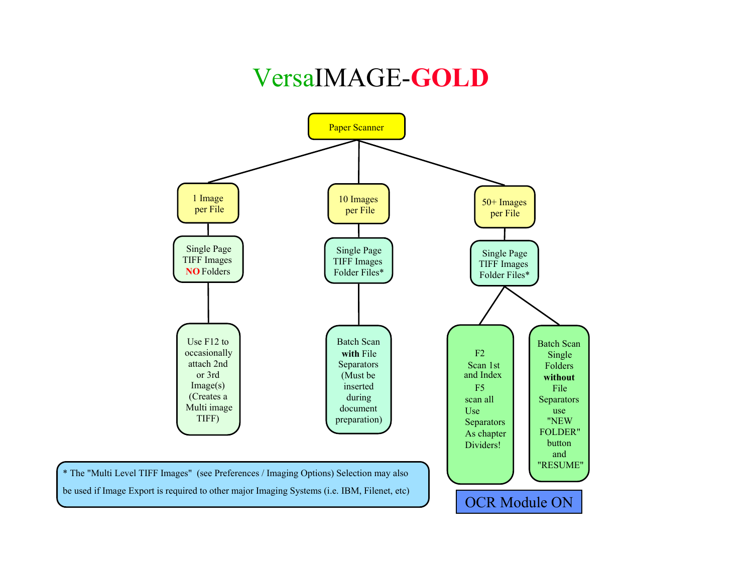# VersaIMAGE-GOLD

**Paper Scanner**

- **1 Image per File**
  - Single Page TIFF Images **NO** Folders
    - Use F12 to occasionally attach 2nd or 3rd Image(s) (Creates a Multi image TIFF)
- **10 Images per File**
  - Single Page TIFF Images Folder Files*
    - Batch Scan **with** File Separators (Must be inserted during document preparation)
- **50+ Images per File**
  - Single Page TIFF Images Folder Files*
    - F2 Scan 1st and Index F5 scan all Use Separators As chapter Dividers!
    - Batch Scan Single Folders **without** File Separators use "NEW FOLDER" button and "RESUME"

OCR Module ON

* The "Multi Level TIFF Images" (see Preferences / Imaging Options) Selection may also be used if Image Export is required to other major Imaging Systems (i.e. IBM, Filenet, etc)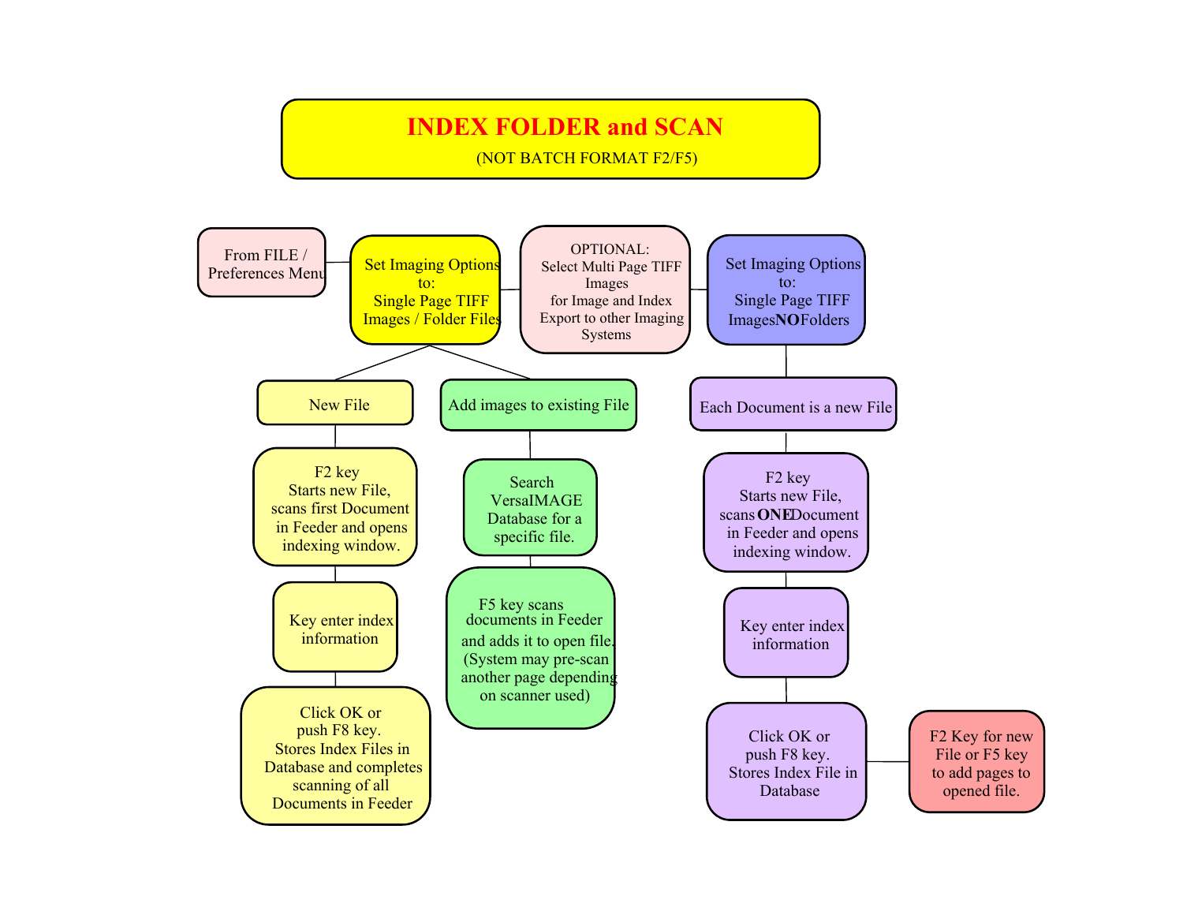# INDEX FOLDER and SCAN

(NOT BATCH FORMAT F2/F5)

From FILE / Preferences Menu

Set Imaging Options to: Single Page TIFF Images / Folder Files

OPTIONAL: Select Multi Page TIFF Images for Image and Index Export to other Imaging Systems

Set Imaging Options to: Single Page TIFF Images **NO** Folders

**New File**

- F2 key Starts new File, scans first Document in Feeder and opens indexing window.
- Key enter index information
- Click OK or push F8 key. Stores Index Files in Database and completes scanning of all Documents in Feeder

**Add images to existing File**

- Search VersaIMAGE Database for a specific file.
- F5 key scans documents in Feeder and adds it to open file. (System may pre-scan another page depending on scanner used)

**Each Document is a new File**

- F2 key Starts new File, scans **ONE** Document in Feeder and opens indexing window.
- Key enter index information
- Click OK or push F8 key. Stores Index File in Database
- F2 Key for new File or F5 key to add pages to opened file.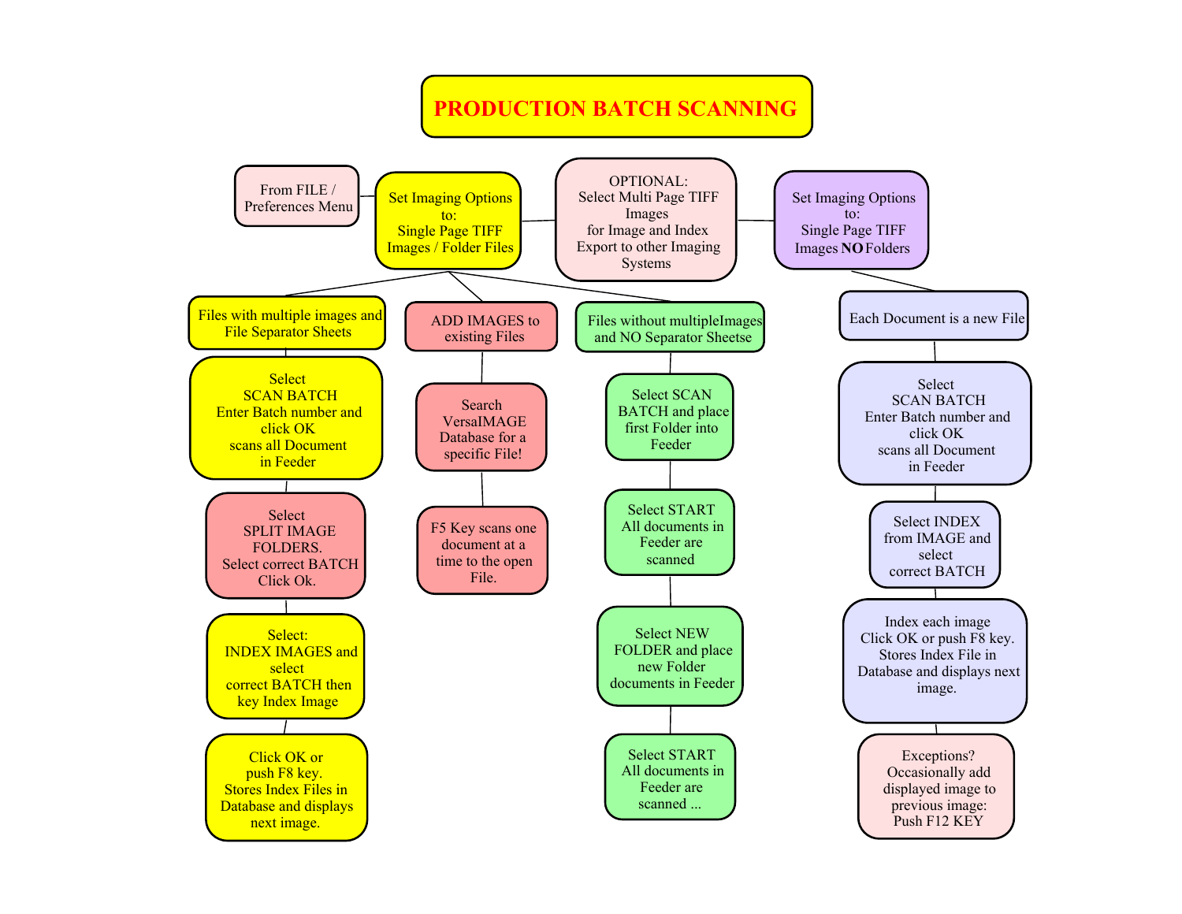# PRODUCTION BATCH SCANNING

From FILE / Preferences Menu

Set Imaging Options to: Single Page TIFF Images / Folder Files

OPTIONAL: Select Multi Page TIFF Images for Image and Index Export to other Imaging Systems

Set Imaging Options to: Single Page TIFF Images **NO** Folders

## Files with multiple images and File Separator Sheets

- Select SCAN BATCH Enter Batch number and click OK scans all Document in Feeder
- Select SPLIT IMAGE FOLDERS. Select correct BATCH Click Ok.
- Select: INDEX IMAGES and select correct BATCH then key Index Image
- Click OK or push F8 key. Stores Index Files in Database and displays next image.

## ADD IMAGES to existing Files

- Search VersaIMAGE Database for a specific File!
- F5 Key scans one document at a time to the open File.

## Files without multipleImages and NO Separator Sheetse

- Select SCAN BATCH and place first Folder into Feeder
- Select START All documents in Feeder are scanned
- Select NEW FOLDER and place new Folder documents in Feeder
- Select START All documents in Feeder are scanned ...

## Each Document is a new File

- Select SCAN BATCH Enter Batch number and click OK scans all Document in Feeder
- Select INDEX from IMAGE and select correct BATCH
- Index each image Click OK or push F8 key. Stores Index File in Database and displays next image.
- Exceptions? Occasionally add displayed image to previous image: Push F12 KEY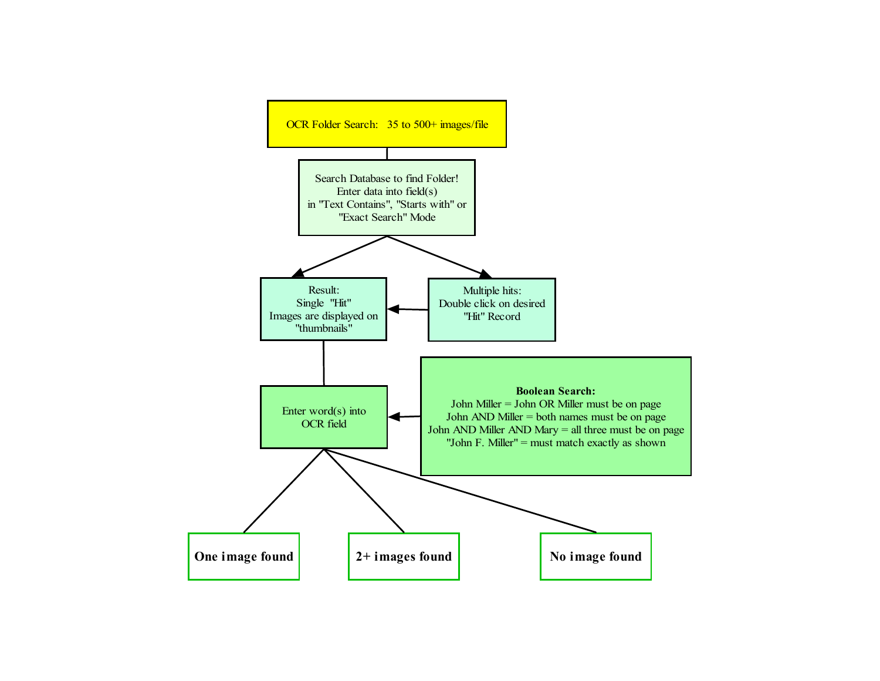OCR Folder Search: 35 to 500+ images/file

Search Database to find Folder!
Enter data into field(s)
in "Text Contains", "Starts with" or
"Exact Search" Mode

Result:
Single "Hit"
Images are displayed on
"thumbnails"

Multiple hits:
Double click on desired
"Hit" Record

Enter word(s) into
OCR field

**Boolean Search:**
John Miller = John OR Miller must be on page
John AND Miller = both names must be on page
John AND Miller AND Mary = all three must be on page
"John F. Miller" = must match exactly as shown

**One image found**

**2+ images found**

**No image found**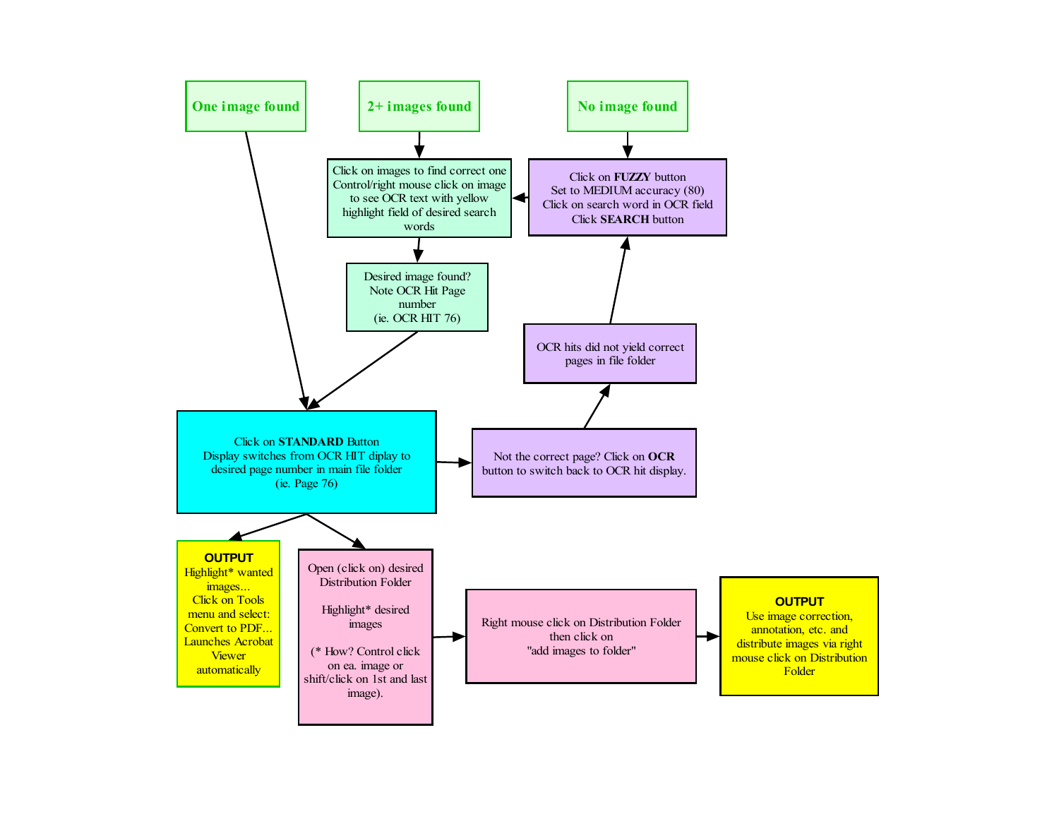**One image found**

**2+ images found**

**No image found**

Click on images to find correct one
Control/right mouse click on image to see OCR text with yellow highlight field of desired search words

Click on **FUZZY** button
Set to MEDIUM accuracy (80)
Click on search word in OCR field
Click **SEARCH** button

Desired image found?
Note OCR Hit Page number
(ie. OCR HIT 76)

OCR hits did not yield correct pages in file folder

Click on **STANDARD** Button
Display switches from OCR HIT diplay to desired page number in main file folder
(ie. Page 76)

Not the correct page? Click on **OCR** button to switch back to OCR hit display.

**OUTPUT**
Highlight* wanted images...
Click on Tools menu and select:
Convert to PDF...
Launches Acrobat Viewer automatically

Open (click on) desired Distribution Folder

Highlight* desired images

(* How? Control click on ea. image or shift/click on 1st and last image).

Right mouse click on Distribution Folder then click on
"add images to folder"

**OUTPUT**
Use image correction, annotation, etc. and distribute images via right mouse click on Distribution Folder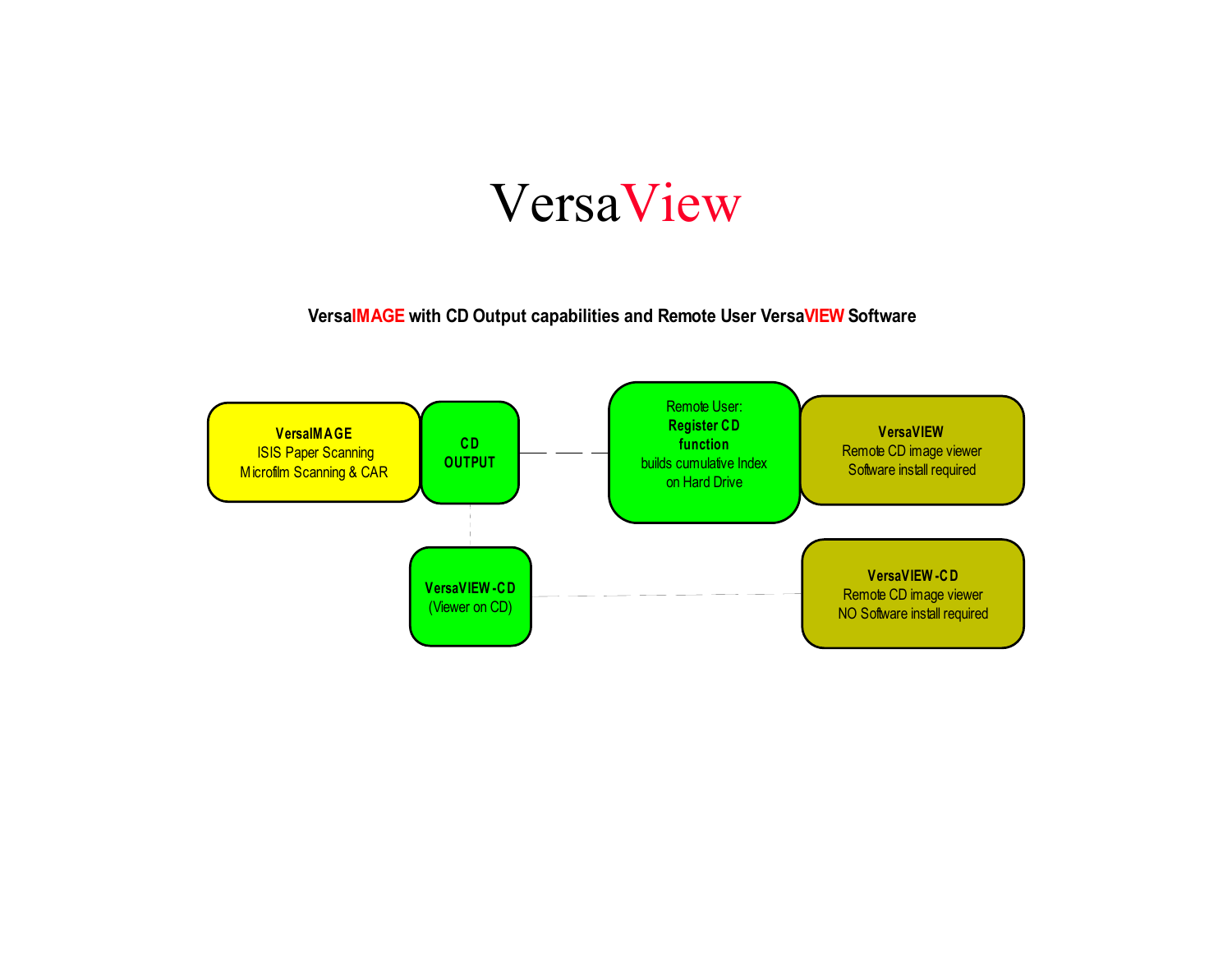# VersaView

**VersaIMAGE with CD Output capabilities and Remote User VersaVIEW Software**

**VersaIMAGE**
ISIS Paper Scanning
Microfilm Scanning & CAR

**CD OUTPUT**

Remote User:
**Register CD function**
builds cumulative Index on Hard Drive

**VersaVIEW**
Remote CD image viewer
Software install required

**VersaVIEW-CD**
(Viewer on CD)

**VersaVIEW-CD**
Remote CD image viewer
NO Software install required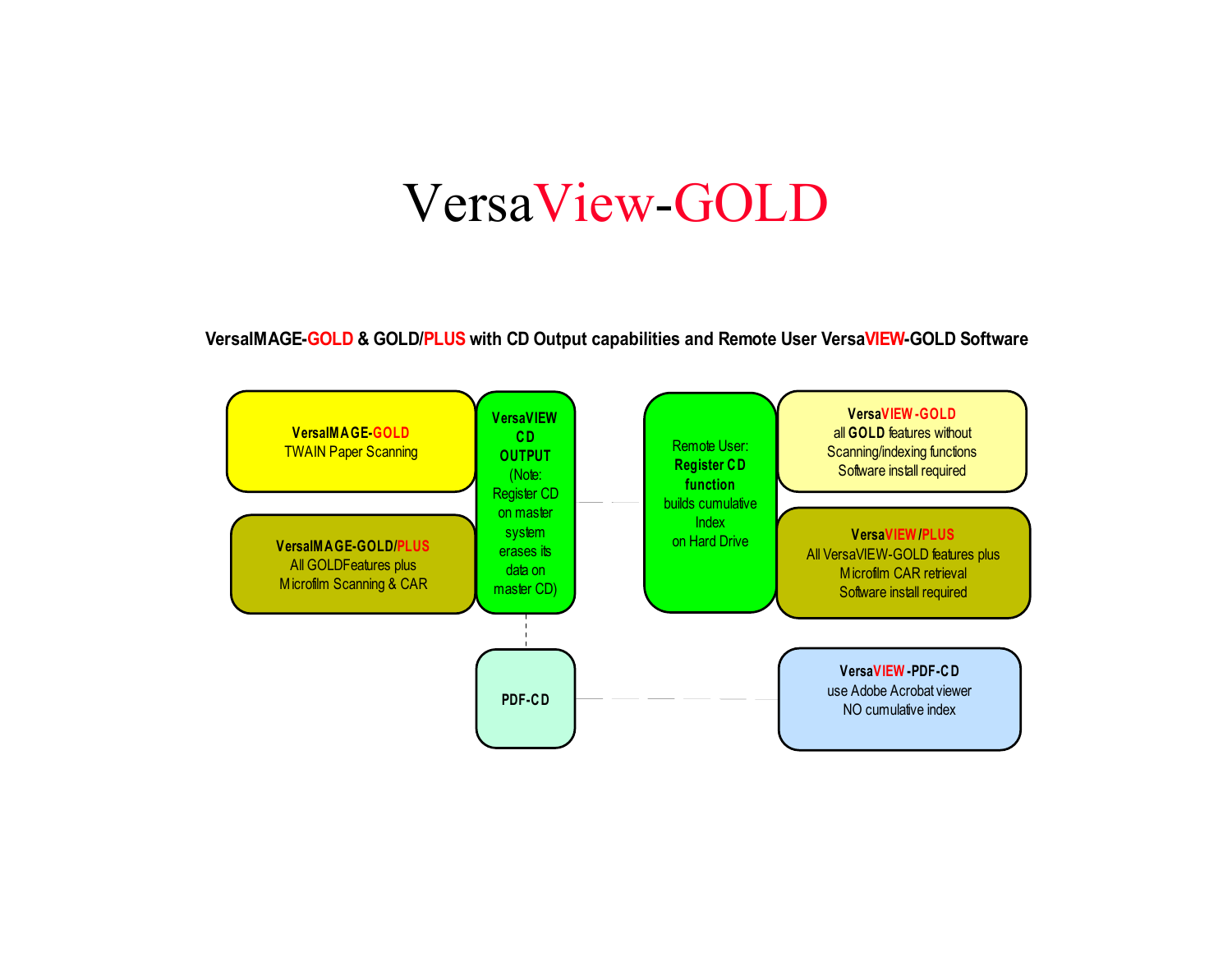# VersaView-GOLD

**VersaIMAGE-GOLD & GOLD/PLUS with CD Output capabilities and Remote User VersaVIEW-GOLD Software**

**VersaIMAGE-GOLD**
TWAIN Paper Scanning

**VersaIMAGE-GOLD/PLUS**
All GOLDFeatures plus
Microfilm Scanning & CAR

**VersaVIEW CD OUTPUT**
(Note: Register CD on master system erases its data on master CD)

**PDF-CD**

Remote User:
**Register CD function**
builds cumulative Index
on Hard Drive

**VersaVIEW-GOLD**
all **GOLD** features without
Scanning/indexing functions
Software install required

**VersaVIEW/PLUS**
All VersaVIEW-GOLD features plus
Microfilm CAR retrieval
Software install required

**VersaVIEW-PDF-CD**
use Adobe Acrobat viewer
NO cumulative index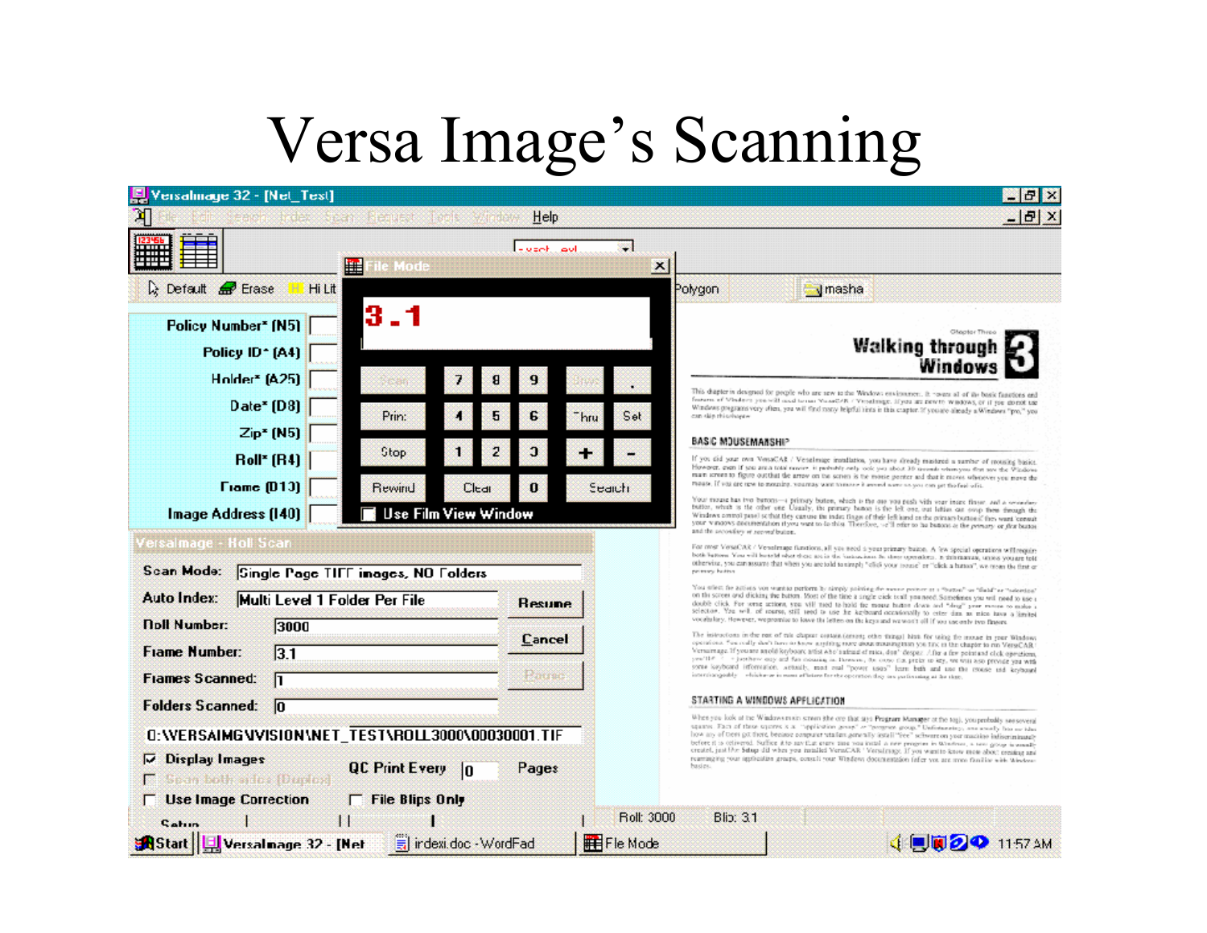# Versa Image's Scanning

VersaImage 32 - [Net_Test]

File Edit Search Index Scan Request Tools Window Help

Default Erase Hi Lit Polygon masha

File Mode

3.1

| Scan | 7 | 8 | 9 | Brws | . |
|---|---|---|---|---|---|
| Print | 4 | 5 | 6 | Thru | Set |
| Stop | 1 | 2 | 3 | + | - |
| Rewind | Clear | | 0 | Search | |

Use Film View Window

Policy Number* (N5)
Policy ID* (A4)
Holder* (A25)
Date* (D8)
Zip* (N5)
Roll* (R4)
Frame (D13)
Image Address (I40)

VersaImage - Roll Scan

Scan Mode: Single Page TIFF images, NO Folders
Auto Index: Multi Level 1 Folder Per File
Roll Number: 3000
Frame Number: 3.1
Frames Scanned: 1
Folders Scanned: 0

Resume
Cancel
Pause

D:\VERSAIMG\VISION\NET_TEST\ROLL3000\00030001.TIF

Display Images
Scan both sides (Duplex)
QC Print Every 0 Pages
Use Image Correction
File Blips Only
Setup

Walking through Windows 3

BASIC MOUSEMANSHIP

STARTING A WINDOWS APPLICATION

Roll: 3000 Blip: 3.1

Start VersaImage 32 - [Net irdexi.doc - WordPad File Mode 11:57 AM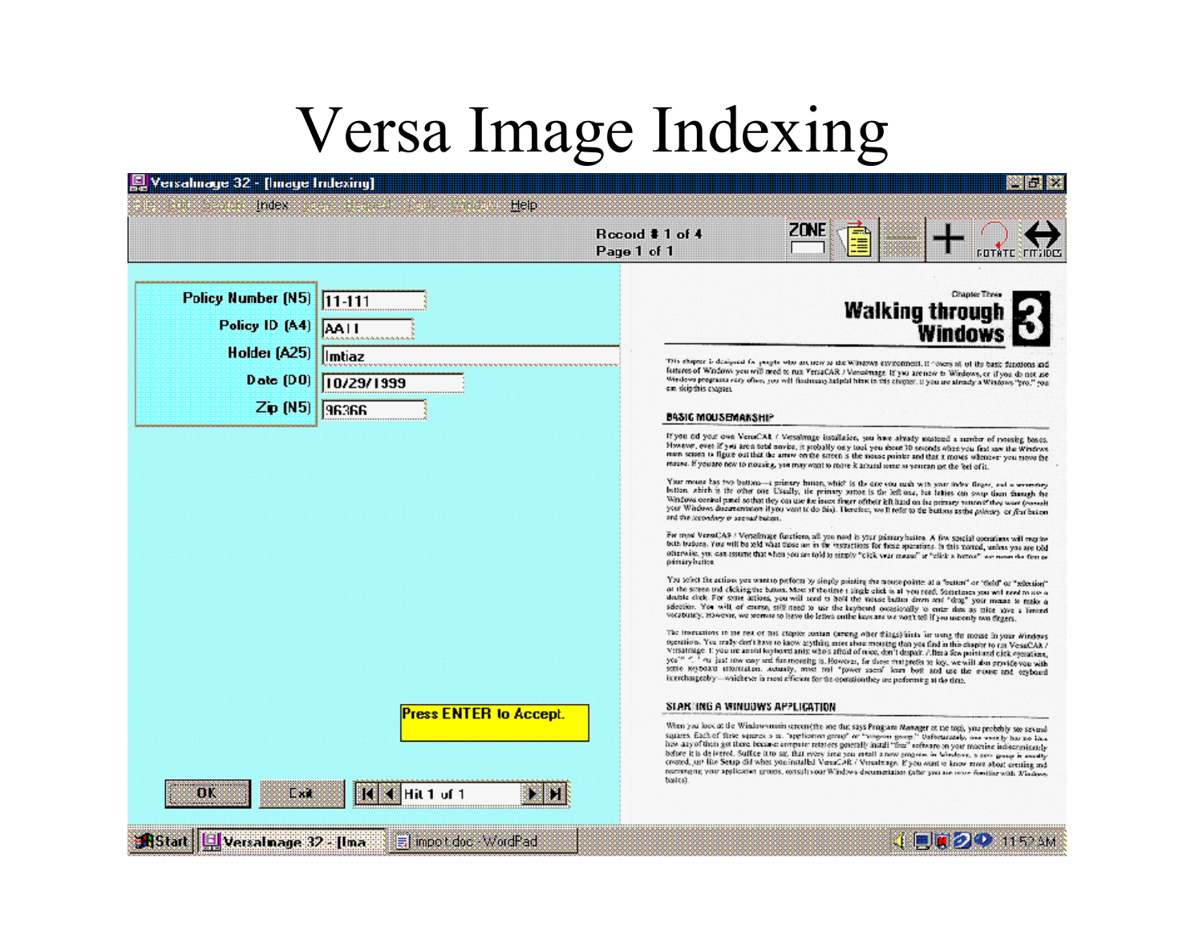# Versa Image Indexing

VersaImage 32 - [Image Indexing]

Index Help

Record # 1 of 4
Page 1 of 1

ZONE ROTATE FITSIDES

| Field | Value |
| --- | --- |
| Policy Number (N5) | 11-111 |
| Policy ID (A4) | AA11 |
| Holder (A25) | Imtiaz |
| Date (D0) | 10/29/1999 |
| Zip (N5) | 96366 |

Press ENTER to Accept.

OK Exit Hit 1 of 1

Chapter Three

Walking through Windows 3

BASIC MOUSEMANSHIP

STARTING A WINDOWS APPLICATION

Start | VersaImage 32 - [Ima | import.doc - WordPad | 11:57 AM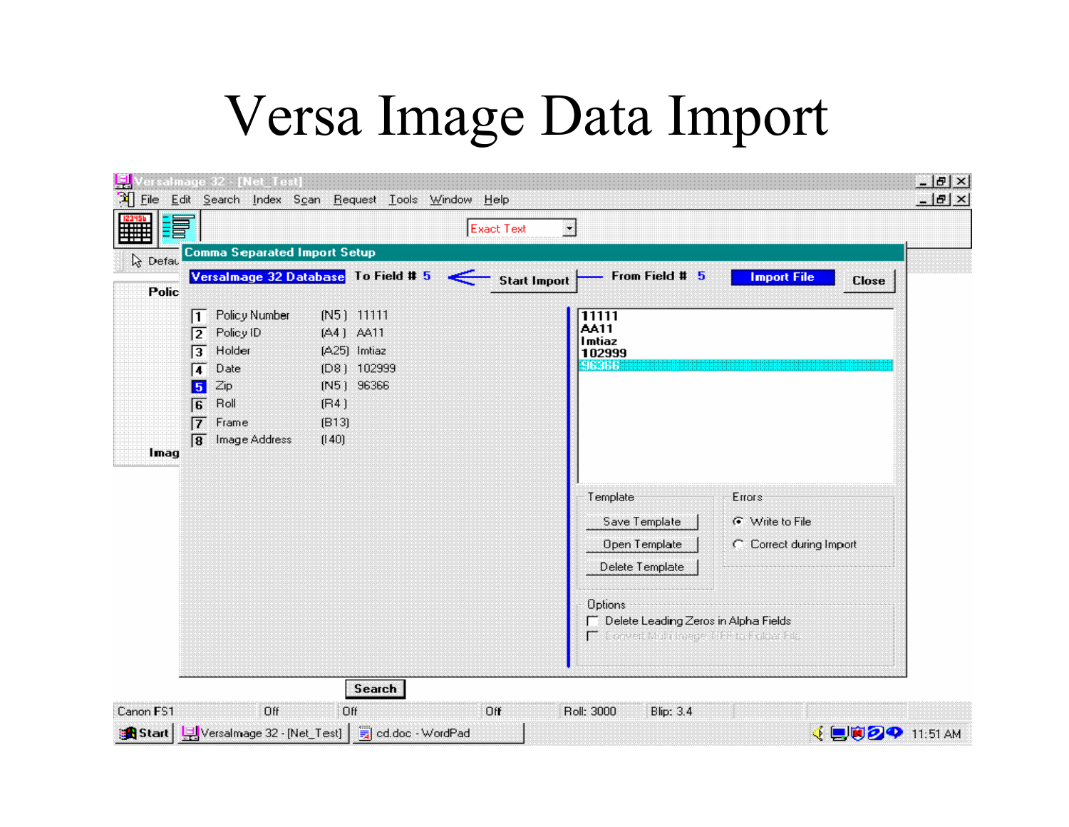# Versa Image Data Import

VersaImage 32 - [Net_Test]

File Edit Search Index Scan Request Tools Window Help

Exact Text

**Comma Separated Import Setup**

VersaImage 32 Database | To Field # 5 | Start Import | From Field # 5 | Import File | Close

| # | Field | Type | Value |
|---|---|---|---|
| 1 | Policy Number | [N5 ] | 11111 |
| 2 | Policy ID | [A4 ] | AA11 |
| 3 | Holder | [A25] | Imtiaz |
| 4 | Date | [D8 ] | 102999 |
| 5 | Zip | [N5 ] | 96366 |
| 6 | Roll | [R4 ] | |
| 7 | Frame | [B13] | |
| 8 | Image Address | [I 40] | |

11111
AA11
Imtiaz
102999
96366

Template
- Save Template
- Open Template
- Delete Template

Errors
- Write to File
- Correct during Import

Options
- Delete Leading Zeros in Alpha Fields
- Convert Multi Image TIFF to Folder File

Search

Canon FS1 | Off | Off | Off | Roll: 3000 | Blip: 3.4

Start | VersaImage 32 - [Net_Test] | cd.doc - WordPad | 11:51 AM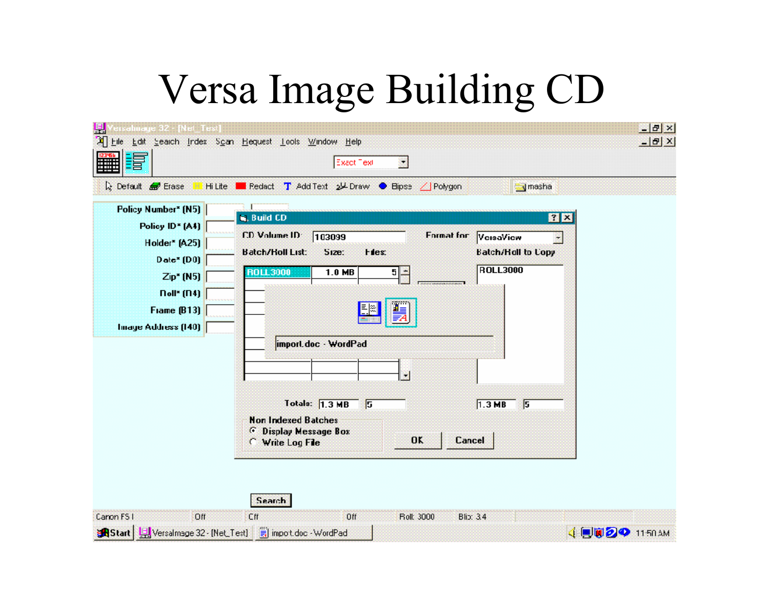# Versa Image Building CD

VersaImage 32 - [Net_Test]

File Edit Search Index Scan Request Tools Window Help

Exact Text

Default Erase Hi Lite Redact Add Text Draw Ellipse Polygon masha

Policy Number* (N5)
Policy ID* (A4)
Holder* (A25)
Date* (D0)
Zip* (N5)
Roll* (N4)
Frame (B13)
Image Address (I40)

**Build CD**

CD Volume ID: 103099

Format for: VersaView

Batch/Roll List: Size: Files:

| Batch/Roll | Size | Files |
|---|---|---|
| ROLL3000 | 1.0 MB | 5 |

Batch/Roll to Copy: ROLL3000

import.doc - WordPad

Totals: 1.3 MB 5 — 1.3 MB 5

Non Indexed Batches
- Display Message Box
- Write Log File

OK Cancel

Search

Canon FS I Off Off Off Roll: 3000 Blip: 34

Start VersaImage 32 - [Net_Test] import.doc - WordPad 11:50 AM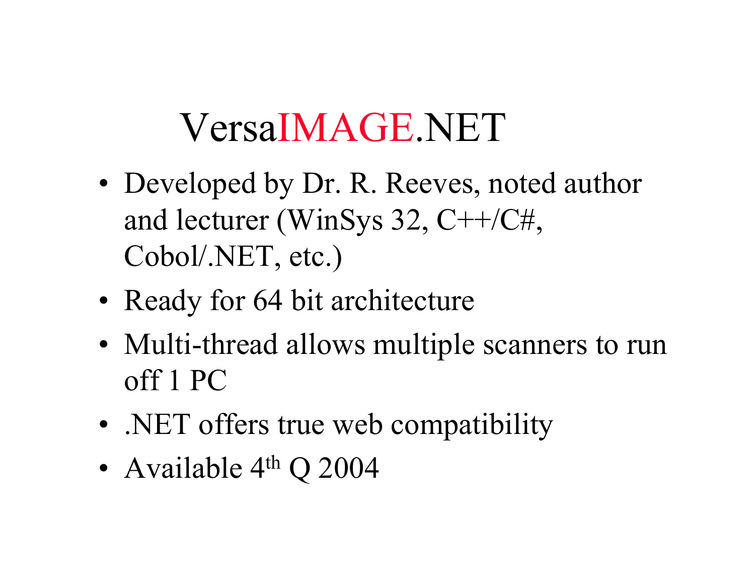# VersaIMAGE.NET

- Developed by Dr. R. Reeves, noted author and lecturer (WinSys 32, C++/C#, Cobol/.NET, etc.)
- Ready for 64 bit architecture
- Multi-thread allows multiple scanners to run off 1 PC
- .NET offers true web compatibility
- Available 4th Q 2004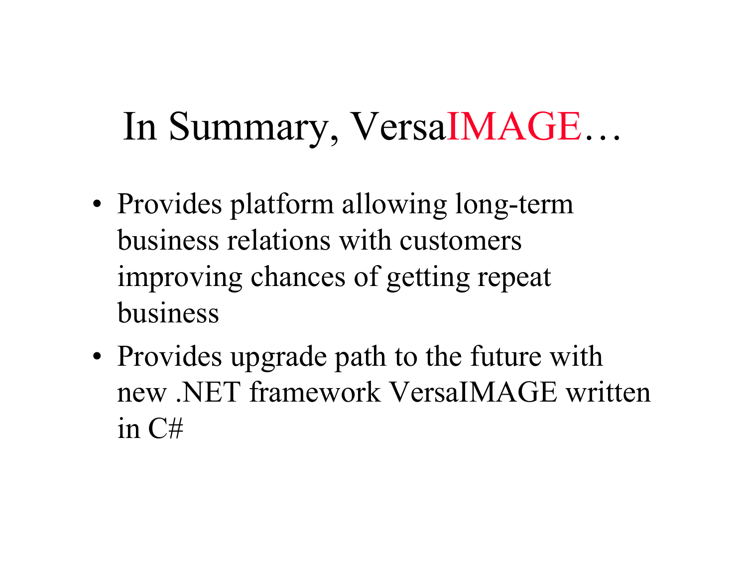# In Summary, VersaIMAGE…

- Provides platform allowing long-term business relations with customers improving chances of getting repeat business
- Provides upgrade path to the future with new .NET framework VersaIMAGE written in C#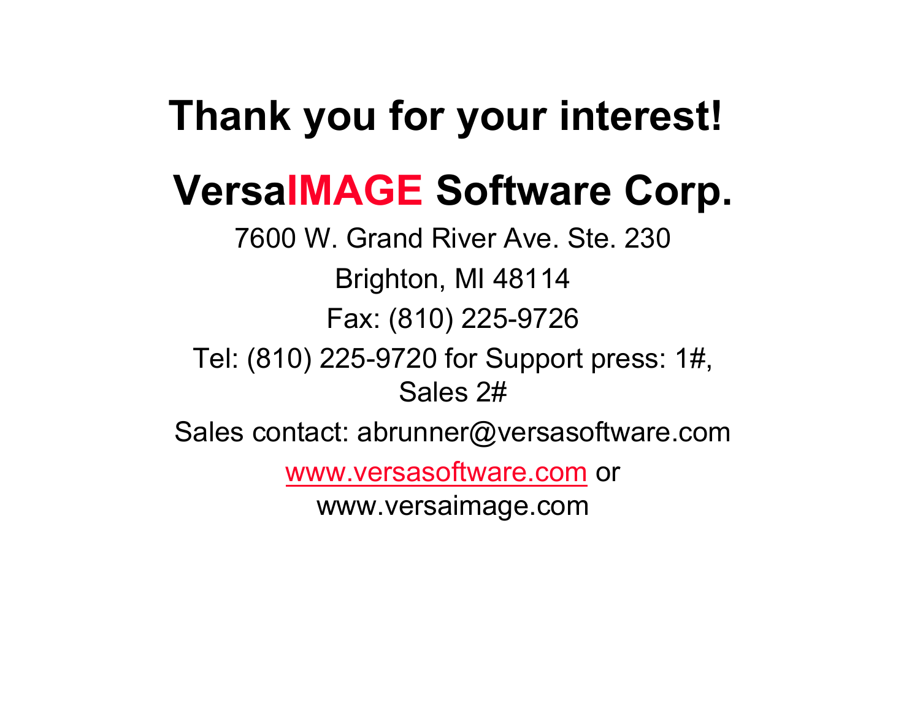# Thank you for your interest!

## VersaIMAGE Software Corp.

7600 W. Grand River Ave. Ste. 230

Brighton, MI 48114

Fax: (810) 225-9726

Tel: (810) 225-9720 for Support press: 1#, Sales 2#

Sales contact: abrunner@versasoftware.com

www.versasoftware.com or www.versaimage.com